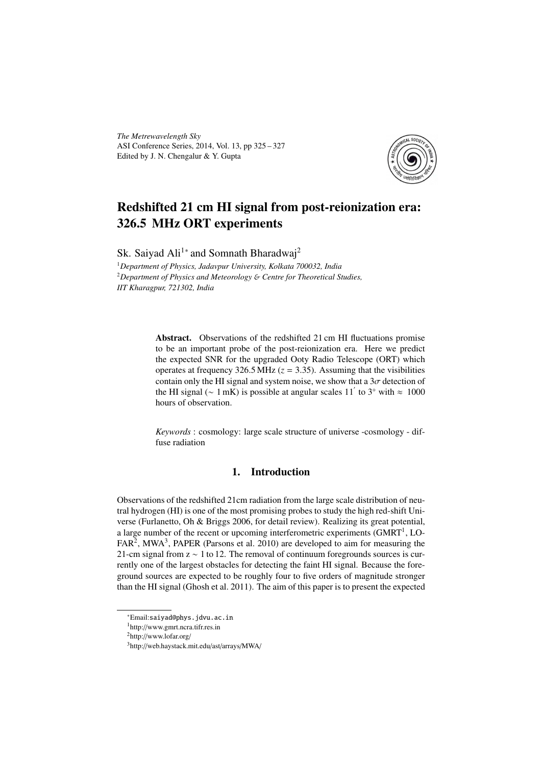*The Metrewavelength Sky*
ASI Conference Series, 2014, Vol. 13, pp 325 – 327
Edited by J. N. Chengalur & Y. Gupta

# Redshifted 21 cm HI signal from post-reionization era: 326.5 MHz ORT experiments

Sk. Saiyad Ali[1]* and Somnath Bharadwaj[2]

[1]*Department of Physics, Jadavpur University, Kolkata 700032, India*
[2]*Department of Physics and Meteorology & Centre for Theoretical Studies, IIT Kharagpur, 721302, India*

**Abstract.** Observations of the redshifted 21 cm HI fluctuations promise to be an important probe of the post-reionization era. Here we predict the expected SNR for the upgraded Ooty Radio Telescope (ORT) which operates at frequency 326.5 MHz ($z = 3.35$). Assuming that the visibilities contain only the HI signal and system noise, we show that a $3\sigma$ detection of the HI signal ($\sim 1$ mK) is possible at angular scales $11'$ to $3^\circ$ with $\approx 1000$ hours of observation.

*Keywords* : cosmology: large scale structure of universe -cosmology - diffuse radiation

## 1. Introduction

Observations of the redshifted 21cm radiation from the large scale distribution of neutral hydrogen (HI) is one of the most promising probes to study the high red-shift Universe (Furlanetto, Oh & Briggs 2006, for detail review). Realizing its great potential, a large number of the recent or upcoming interferometric experiments (GMRT[1], LOFAR[2], MWA[3], PAPER (Parsons et al. 2010) are developed to aim for measuring the 21-cm signal from z ~ 1 to 12. The removal of continuum foregrounds sources is currently one of the largest obstacles for detecting the faint HI signal. Because the foreground sources are expected to be roughly four to five orders of magnitude stronger than the HI signal (Ghosh et al. 2011). The aim of this paper is to present the expected

*Email: saiyad@phys.jdvu.ac.in
[1]http://www.gmrt.ncra.tifr.res.in
[2]http://www.lofar.org/
[3]http://web.haystack.mit.edu/ast/arrays/MWA/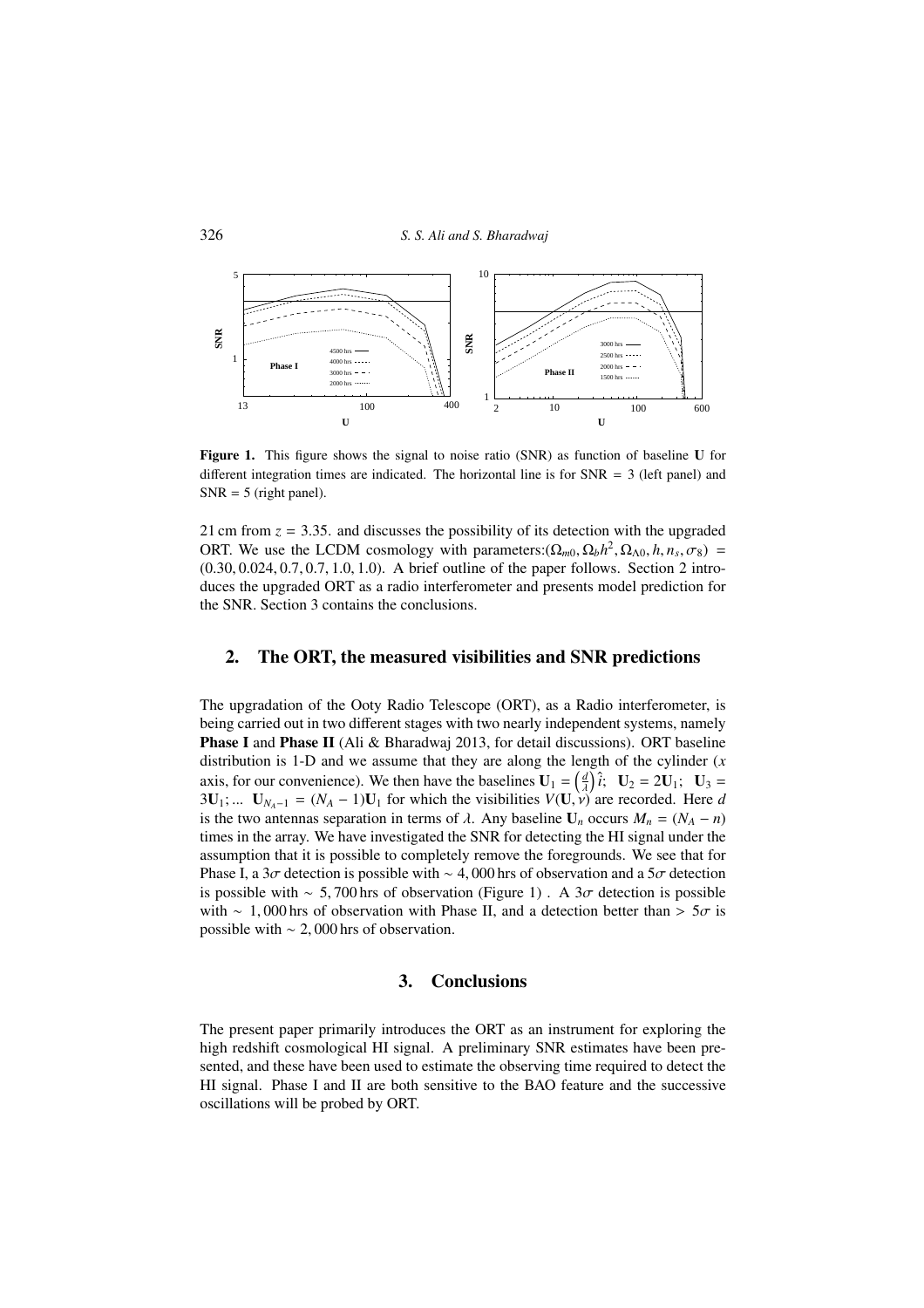**Figure 1.** This figure shows the signal to noise ratio (SNR) as function of baseline **U** for different integration times are indicated. The horizontal line is for SNR = 3 (left panel) and SNR = 5 (right panel).

21 cm from $z = 3.35$. and discusses the possibility of its detection with the upgraded ORT. We use the LCDM cosmology with parameters:$(\Omega_{m0}, \Omega_b h^2, \Omega_{\Lambda 0}, h, n_s, \sigma_8) = (0.30, 0.024, 0.7, 0.7, 1.0, 1.0)$. A brief outline of the paper follows. Section 2 introduces the upgraded ORT as a radio interferometer and presents model prediction for the SNR. Section 3 contains the conclusions.

## 2. The ORT, the measured visibilities and SNR predictions

The upgradation of the Ooty Radio Telescope (ORT), as a Radio interferometer, is being carried out in two different stages with two nearly independent systems, namely **Phase I** and **Phase II** (Ali & Bharadwaj 2013, for detail discussions). ORT baseline distribution is 1-D and we assume that they are along the length of the cylinder ($x$ axis, for our convenience). We then have the baselines $\mathbf{U}_1 = \left(\frac{d}{\lambda}\right)\hat{i}$; $\mathbf{U}_2 = 2\mathbf{U}_1$; $\mathbf{U}_3 = 3\mathbf{U}_1$; ... $\mathbf{U}_{N_A-1} = (N_A - 1)\mathbf{U}_1$ for which the visibilities $V(\mathbf{U}, \nu)$ are recorded. Here $d$ is the two antennas separation in terms of $\lambda$. Any baseline $\mathbf{U}_n$ occurs $M_n = (N_A - n)$ times in the array. We have investigated the SNR for detecting the HI signal under the assumption that it is possible to completely remove the foregrounds. We see that for Phase I, a $3\sigma$ detection is possible with $\sim 4,000$ hrs of observation and a $5\sigma$ detection is possible with $\sim 5,700$ hrs of observation (Figure 1) . A $3\sigma$ detection is possible with $\sim 1,000$ hrs of observation with Phase II, and a detection better than $> 5\sigma$ is possible with $\sim 2,000$ hrs of observation.

## 3. Conclusions

The present paper primarily introduces the ORT as an instrument for exploring the high redshift cosmological HI signal. A preliminary SNR estimates have been presented, and these have been used to estimate the observing time required to detect the HI signal. Phase I and II are both sensitive to the BAO feature and the successive oscillations will be probed by ORT.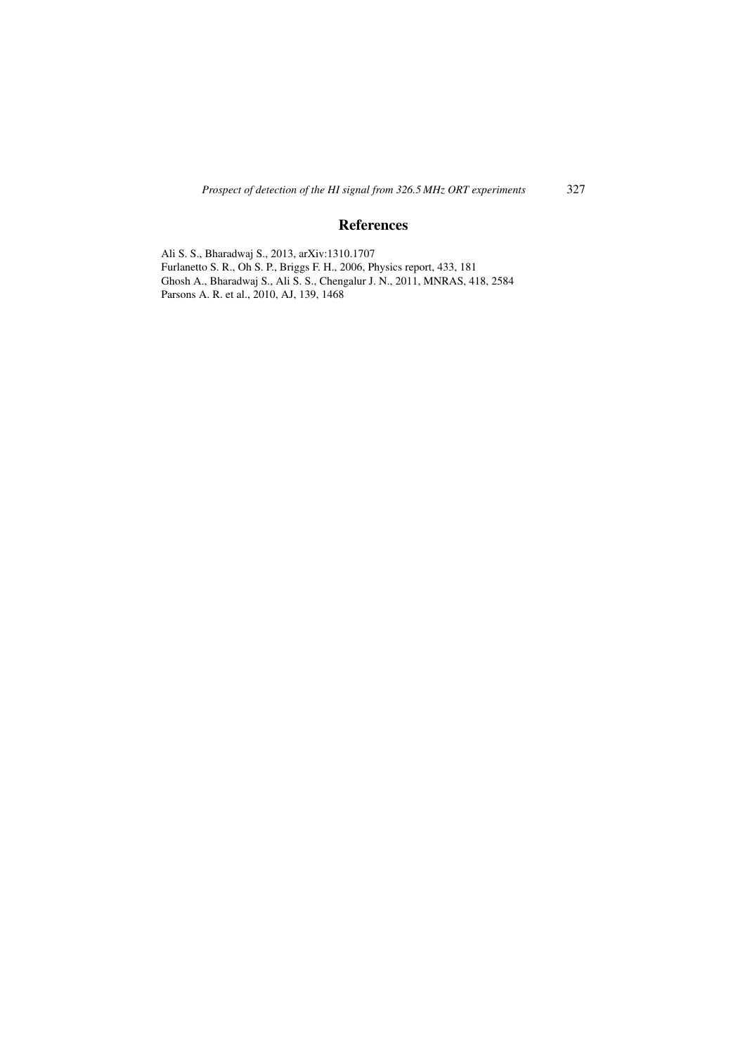## References

Ali S. S., Bharadwaj S., 2013, arXiv:1310.1707

Furlanetto S. R., Oh S. P., Briggs F. H., 2006, Physics report, 433, 181

Ghosh A., Bharadwaj S., Ali S. S., Chengalur J. N., 2011, MNRAS, 418, 2584

Parsons A. R. et al., 2010, AJ, 139, 1468